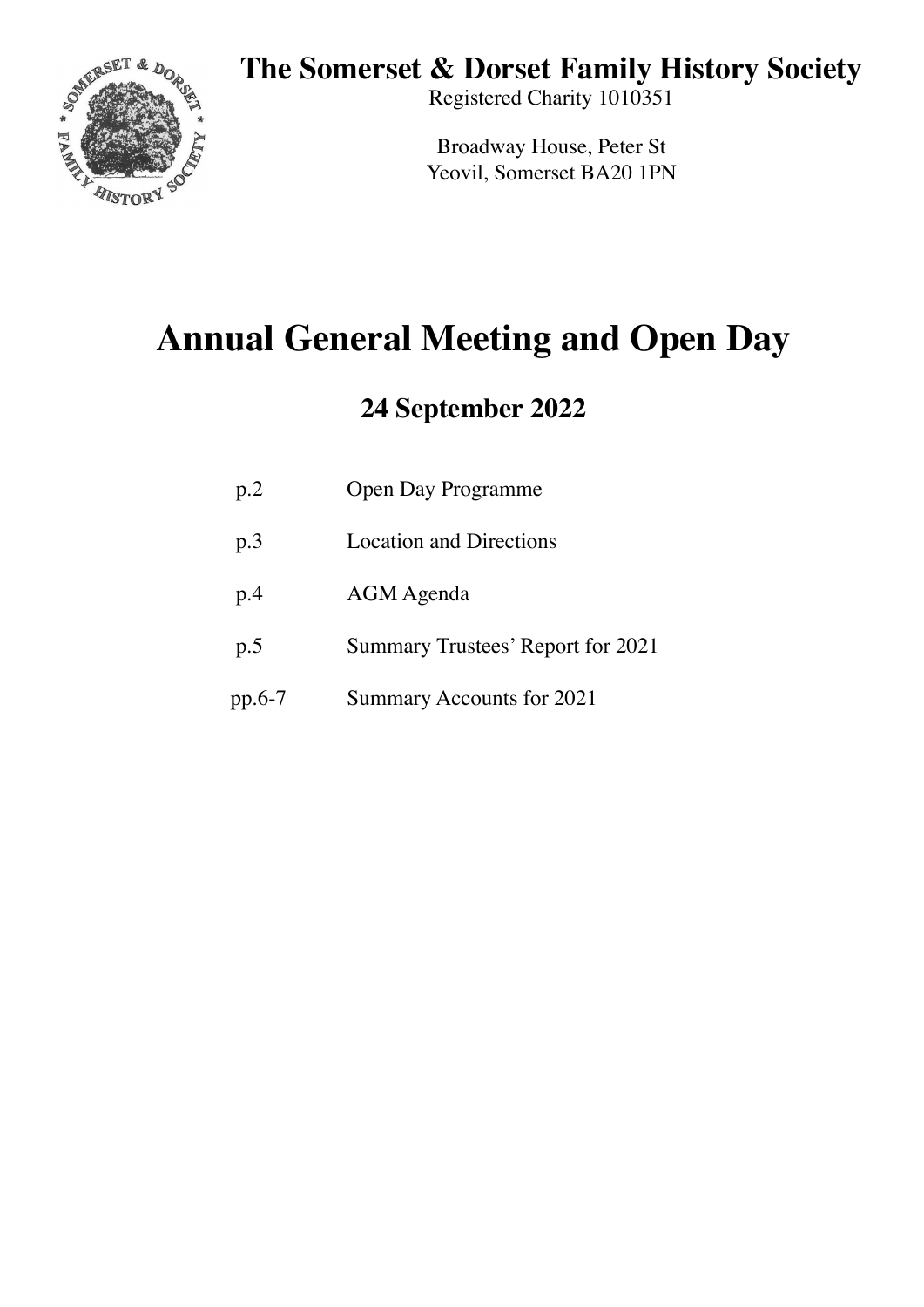# The Somerset & Dorset Family History Society

Registered Charity 1010351

Broadway House, Peter St
Yeovil, Somerset BA20 1PN

# Annual General Meeting and Open Day

## 24 September 2022

| | |
|---|---|
| p.2 | Open Day Programme |
| p.3 | Location and Directions |
| p.4 | AGM Agenda |
| p.5 | Summary Trustees' Report for 2021 |
| pp.6-7 | Summary Accounts for 2021 |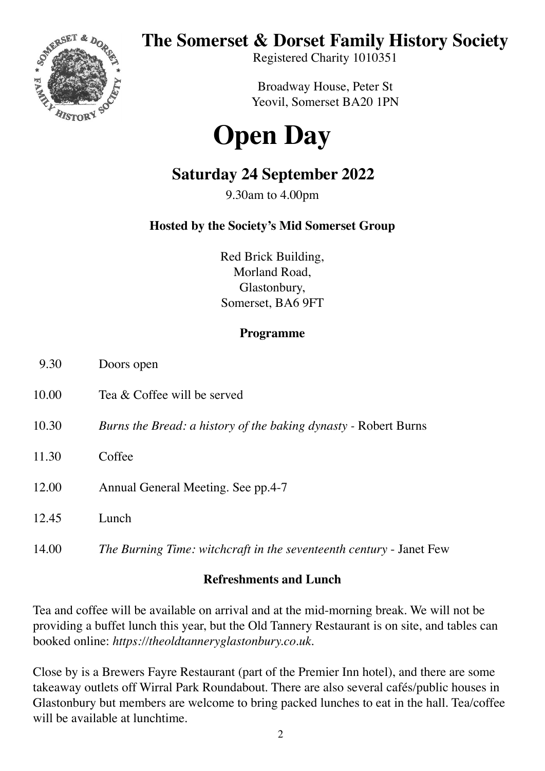# The Somerset & Dorset Family History Society

Registered Charity 1010351

Broadway House, Peter St
Yeovil, Somerset BA20 1PN

# Open Day

## Saturday 24 September 2022

9.30am to 4.00pm

**Hosted by the Society's Mid Somerset Group**

Red Brick Building,
Morland Road,
Glastonbury,
Somerset, BA6 9FT

### Programme

| | |
|---|---|
| 9.30 | Doors open |
| 10.00 | Tea & Coffee will be served |
| 10.30 | *Burns the Bread: a history of the baking dynasty* - Robert Burns |
| 11.30 | Coffee |
| 12.00 | Annual General Meeting. See pp.4-7 |
| 12.45 | Lunch |
| 14.00 | *The Burning Time: witchcraft in the seventeenth century* - Janet Few |

### Refreshments and Lunch

Tea and coffee will be available on arrival and at the mid-morning break. We will not be providing a buffet lunch this year, but the Old Tannery Restaurant is on site, and tables can booked online: *https://theoldtanneryglastonbury.co.uk*.

Close by is a Brewers Fayre Restaurant (part of the Premier Inn hotel), and there are some takeaway outlets off Wirral Park Roundabout. There are also several cafés/public houses in Glastonbury but members are welcome to bring packed lunches to eat in the hall. Tea/coffee will be available at lunchtime.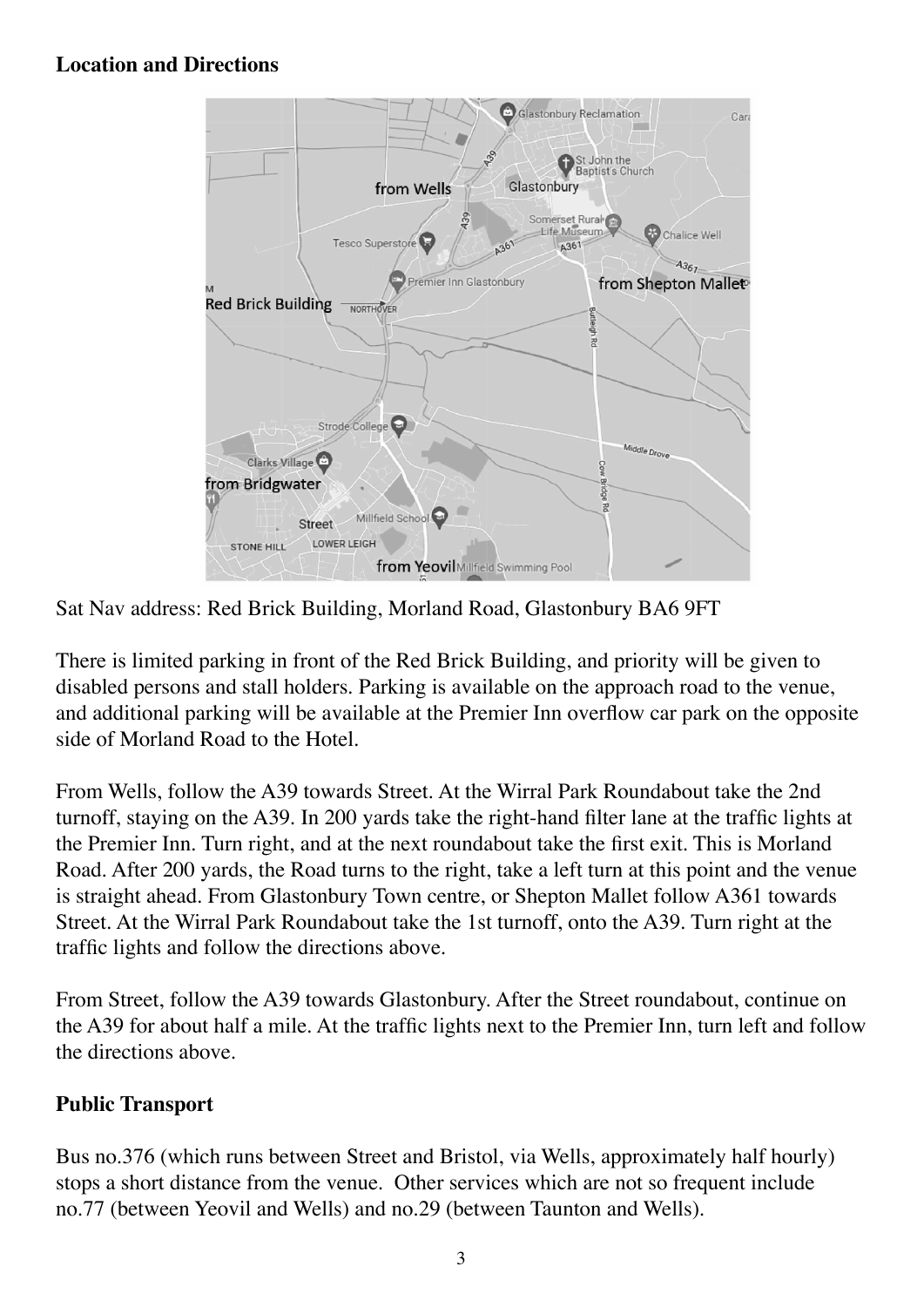**Location and Directions**

Sat Nav address: Red Brick Building, Morland Road, Glastonbury BA6 9FT

There is limited parking in front of the Red Brick Building, and priority will be given to disabled persons and stall holders. Parking is available on the approach road to the venue, and additional parking will be available at the Premier Inn overflow car park on the opposite side of Morland Road to the Hotel.

From Wells, follow the A39 towards Street. At the Wirral Park Roundabout take the 2nd turnoff, staying on the A39. In 200 yards take the right-hand filter lane at the traffic lights at the Premier Inn. Turn right, and at the next roundabout take the first exit. This is Morland Road. After 200 yards, the Road turns to the right, take a left turn at this point and the venue is straight ahead. From Glastonbury Town centre, or Shepton Mallet follow A361 towards Street. At the Wirral Park Roundabout take the 1st turnoff, onto the A39. Turn right at the traffic lights and follow the directions above.

From Street, follow the A39 towards Glastonbury. After the Street roundabout, continue on the A39 for about half a mile. At the traffic lights next to the Premier Inn, turn left and follow the directions above.

**Public Transport**

Bus no.376 (which runs between Street and Bristol, via Wells, approximately half hourly) stops a short distance from the venue. Other services which are not so frequent include no.77 (between Yeovil and Wells) and no.29 (between Taunton and Wells).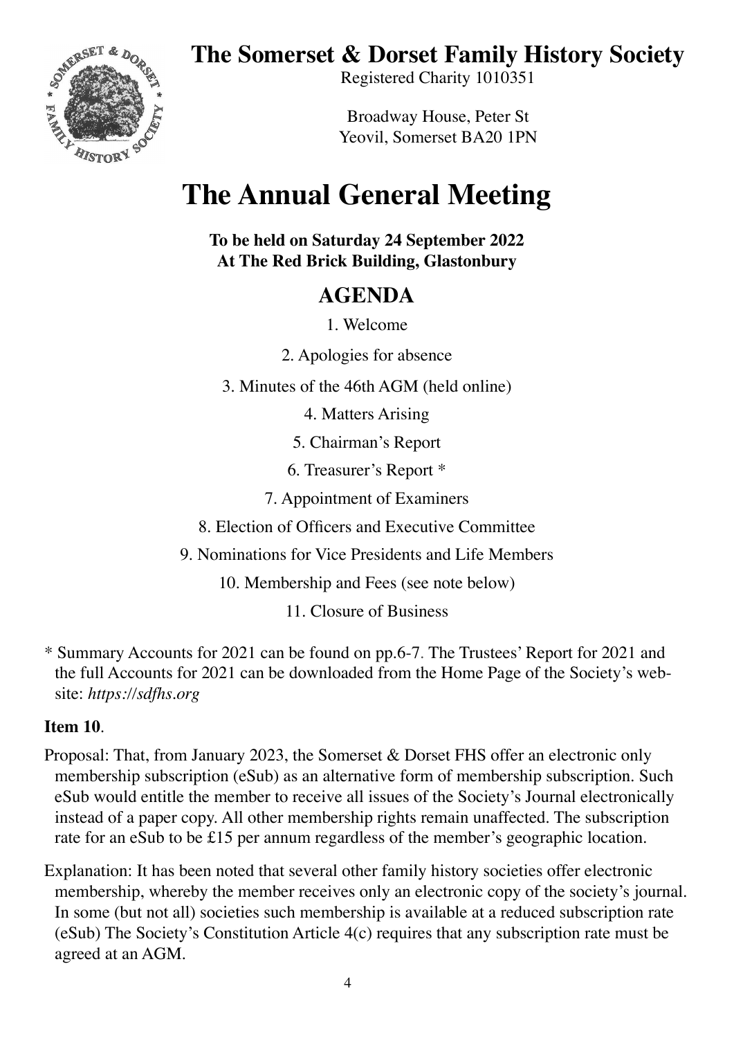# The Somerset & Dorset Family History Society

Registered Charity 1010351

Broadway House, Peter St
Yeovil, Somerset BA20 1PN

# The Annual General Meeting

**To be held on Saturday 24 September 2022**
**At The Red Brick Building, Glastonbury**

## AGENDA

1. Welcome
2. Apologies for absence
3. Minutes of the 46th AGM (held online)
4. Matters Arising
5. Chairman's Report
6. Treasurer's Report *
7. Appointment of Examiners
8. Election of Officers and Executive Committee
9. Nominations for Vice Presidents and Life Members
10. Membership and Fees (see note below)
11. Closure of Business

* Summary Accounts for 2021 can be found on pp.6-7. The Trustees' Report for 2021 and the full Accounts for 2021 can be downloaded from the Home Page of the Society's website: *https://sdfhs.org*

**Item 10**.

Proposal: That, from January 2023, the Somerset & Dorset FHS offer an electronic only membership subscription (eSub) as an alternative form of membership subscription. Such eSub would entitle the member to receive all issues of the Society's Journal electronically instead of a paper copy. All other membership rights remain unaffected. The subscription rate for an eSub to be £15 per annum regardless of the member's geographic location.

Explanation: It has been noted that several other family history societies offer electronic membership, whereby the member receives only an electronic copy of the society's journal. In some (but not all) societies such membership is available at a reduced subscription rate (eSub) The Society's Constitution Article 4(c) requires that any subscription rate must be agreed at an AGM.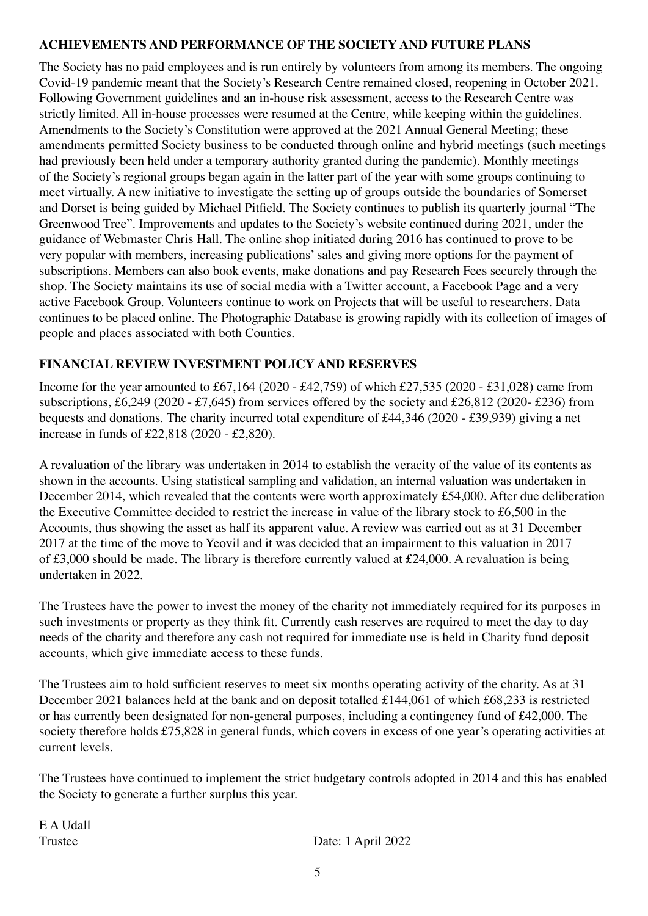## ACHIEVEMENTS AND PERFORMANCE OF THE SOCIETY AND FUTURE PLANS

The Society has no paid employees and is run entirely by volunteers from among its members. The ongoing Covid-19 pandemic meant that the Society's Research Centre remained closed, reopening in October 2021. Following Government guidelines and an in-house risk assessment, access to the Research Centre was strictly limited. All in-house processes were resumed at the Centre, while keeping within the guidelines. Amendments to the Society's Constitution were approved at the 2021 Annual General Meeting; these amendments permitted Society business to be conducted through online and hybrid meetings (such meetings had previously been held under a temporary authority granted during the pandemic). Monthly meetings of the Society's regional groups began again in the latter part of the year with some groups continuing to meet virtually. A new initiative to investigate the setting up of groups outside the boundaries of Somerset and Dorset is being guided by Michael Pitfield. The Society continues to publish its quarterly journal "The Greenwood Tree". Improvements and updates to the Society's website continued during 2021, under the guidance of Webmaster Chris Hall. The online shop initiated during 2016 has continued to prove to be very popular with members, increasing publications' sales and giving more options for the payment of subscriptions. Members can also book events, make donations and pay Research Fees securely through the shop. The Society maintains its use of social media with a Twitter account, a Facebook Page and a very active Facebook Group. Volunteers continue to work on Projects that will be useful to researchers. Data continues to be placed online. The Photographic Database is growing rapidly with its collection of images of people and places associated with both Counties.

## FINANCIAL REVIEW INVESTMENT POLICY AND RESERVES

Income for the year amounted to £67,164 (2020 - £42,759) of which £27,535 (2020 - £31,028) came from subscriptions, £6,249 (2020 - £7,645) from services offered by the society and £26,812 (2020- £236) from bequests and donations. The charity incurred total expenditure of £44,346 (2020 - £39,939) giving a net increase in funds of £22,818 (2020 - £2,820).

A revaluation of the library was undertaken in 2014 to establish the veracity of the value of its contents as shown in the accounts. Using statistical sampling and validation, an internal valuation was undertaken in December 2014, which revealed that the contents were worth approximately £54,000. After due deliberation the Executive Committee decided to restrict the increase in value of the library stock to £6,500 in the Accounts, thus showing the asset as half its apparent value. A review was carried out as at 31 December 2017 at the time of the move to Yeovil and it was decided that an impairment to this valuation in 2017 of £3,000 should be made. The library is therefore currently valued at £24,000. A revaluation is being undertaken in 2022.

The Trustees have the power to invest the money of the charity not immediately required for its purposes in such investments or property as they think fit. Currently cash reserves are required to meet the day to day needs of the charity and therefore any cash not required for immediate use is held in Charity fund deposit accounts, which give immediate access to these funds.

The Trustees aim to hold sufficient reserves to meet six months operating activity of the charity. As at 31 December 2021 balances held at the bank and on deposit totalled £144,061 of which £68,233 is restricted or has currently been designated for non-general purposes, including a contingency fund of £42,000. The society therefore holds £75,828 in general funds, which covers in excess of one year's operating activities at current levels.

The Trustees have continued to implement the strict budgetary controls adopted in 2014 and this has enabled the Society to generate a further surplus this year.

E A Udall
Trustee

Date: 1 April 2022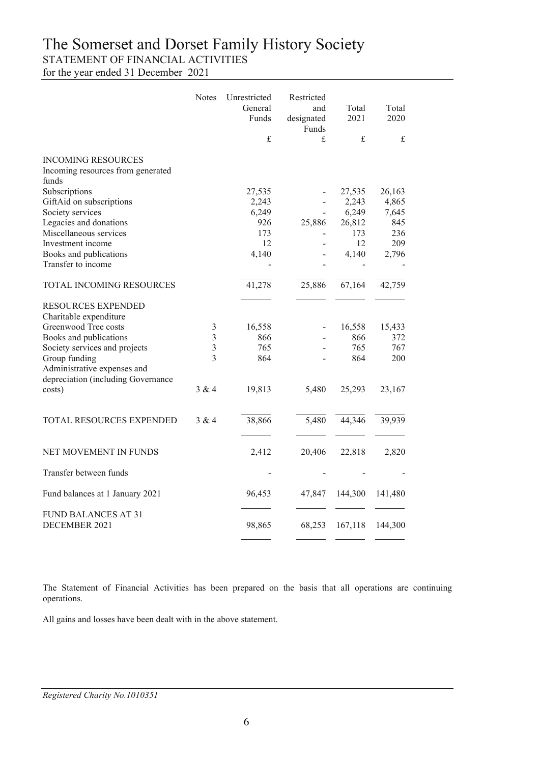# The Somerset and Dorset Family History Society

STATEMENT OF FINANCIAL ACTIVITIES

for the year ended 31 December 2021

| | Notes | Unrestricted General Funds | Restricted and designated Funds | Total 2021 | Total 2020 |
|---|---|---|---|---|---|
| | | £ | £ | £ | £ |
| INCOMING RESOURCES | | | | | |
| Incoming resources from generated funds | | | | | |
| Subscriptions | | 27,535 | - | 27,535 | 26,163 |
| GiftAid on subscriptions | | 2,243 | - | 2,243 | 4,865 |
| Society services | | 6,249 | - | 6,249 | 7,645 |
| Legacies and donations | | 926 | 25,886 | 26,812 | 845 |
| Miscellaneous services | | 173 | - | 173 | 236 |
| Investment income | | 12 | - | 12 | 209 |
| Books and publications | | 4,140 | - | 4,140 | 2,796 |
| Transfer to income | | - | - | - | - |
| TOTAL INCOMING RESOURCES | | 41,278 | 25,886 | 67,164 | 42,759 |
| RESOURCES EXPENDED | | | | | |
| Charitable expenditure | | | | | |
| Greenwood Tree costs | 3 | 16,558 | - | 16,558 | 15,433 |
| Books and publications | 3 | 866 | - | 866 | 372 |
| Society services and projects | 3 | 765 | - | 765 | 767 |
| Group funding | 3 | 864 | - | 864 | 200 |
| Administrative expenses and depreciation (including Governance costs) | 3 & 4 | 19,813 | 5,480 | 25,293 | 23,167 |
| TOTAL RESOURCES EXPENDED | 3 & 4 | 38,866 | 5,480 | 44,346 | 39,939 |
| NET MOVEMENT IN FUNDS | | 2,412 | 20,406 | 22,818 | 2,820 |
| Transfer between funds | | - | - | - | - |
| Fund balances at 1 January 2021 | | 96,453 | 47,847 | 144,300 | 141,480 |
| FUND BALANCES AT 31 DECEMBER 2021 | | 98,865 | 68,253 | 167,118 | 144,300 |

The Statement of Financial Activities has been prepared on the basis that all operations are continuing operations.

All gains and losses have been dealt with in the above statement.

*Registered Charity No.1010351*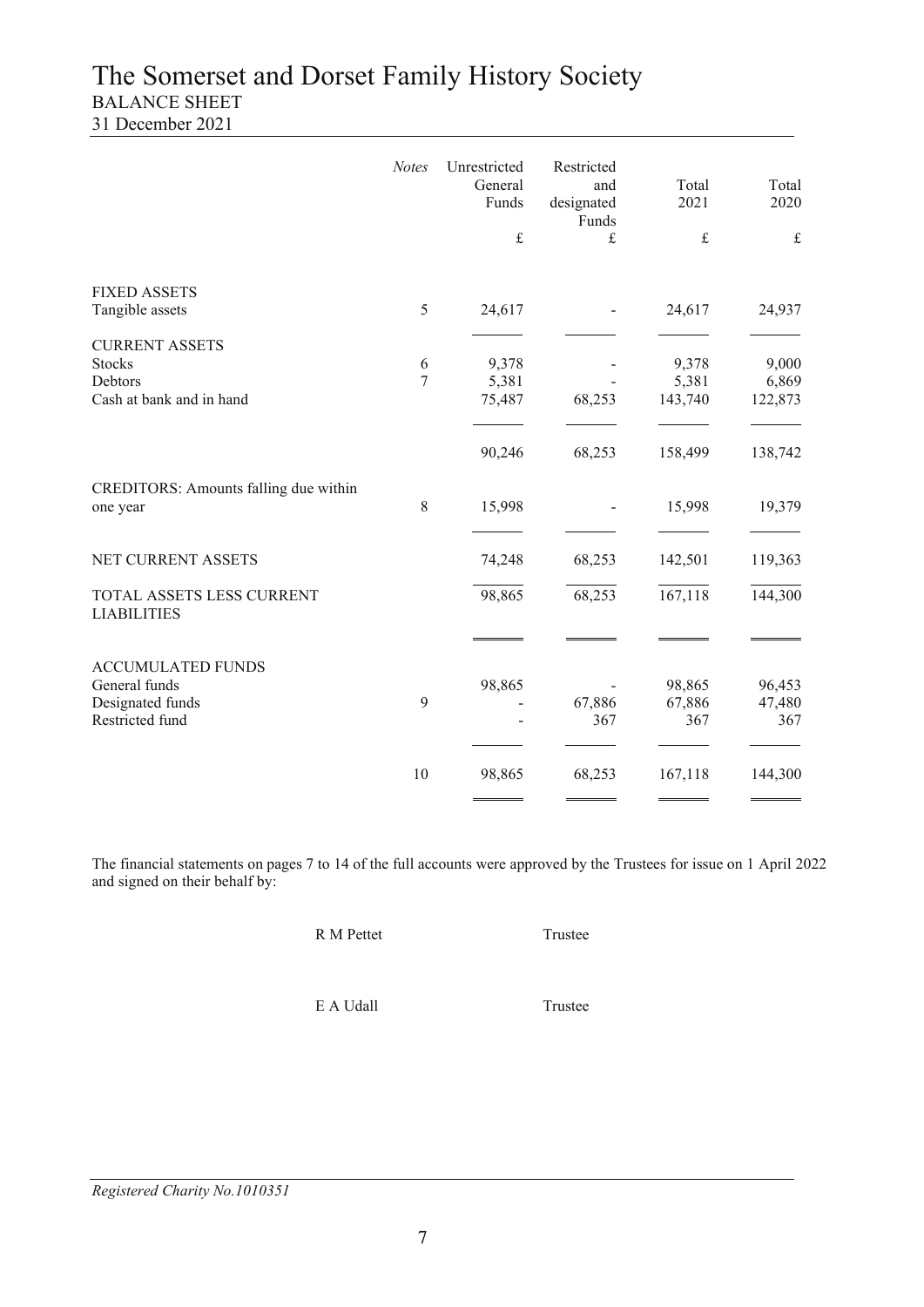# The Somerset and Dorset Family History Society

## BALANCE SHEET

31 December 2021

| | *Notes* | Unrestricted General Funds | Restricted and designated Funds | Total 2021 | Total 2020 |
|---|---|---|---|---|---|
| | | £ | £ | £ | £ |
| **FIXED ASSETS** | | | | | |
| Tangible assets | 5 | 24,617 | - | 24,617 | 24,937 |
| **CURRENT ASSETS** | | | | | |
| Stocks | 6 | 9,378 | - | 9,378 | 9,000 |
| Debtors | 7 | 5,381 | - | 5,381 | 6,869 |
| Cash at bank and in hand | | 75,487 | 68,253 | 143,740 | 122,873 |
| | | 90,246 | 68,253 | 158,499 | 138,742 |
| CREDITORS: Amounts falling due within one year | 8 | 15,998 | - | 15,998 | 19,379 |
| NET CURRENT ASSETS | | 74,248 | 68,253 | 142,501 | 119,363 |
| TOTAL ASSETS LESS CURRENT LIABILITIES | | 98,865 | 68,253 | 167,118 | 144,300 |
| **ACCUMULATED FUNDS** | | | | | |
| General funds | | 98,865 | - | 98,865 | 96,453 |
| Designated funds | 9 | - | 67,886 | 67,886 | 47,480 |
| Restricted fund | | - | 367 | 367 | 367 |
| | 10 | 98,865 | 68,253 | 167,118 | 144,300 |

The financial statements on pages 7 to 14 of the full accounts were approved by the Trustees for issue on 1 April 2022 and signed on their behalf by:

R M Pettet — Trustee

E A Udall — Trustee

*Registered Charity No.1010351*